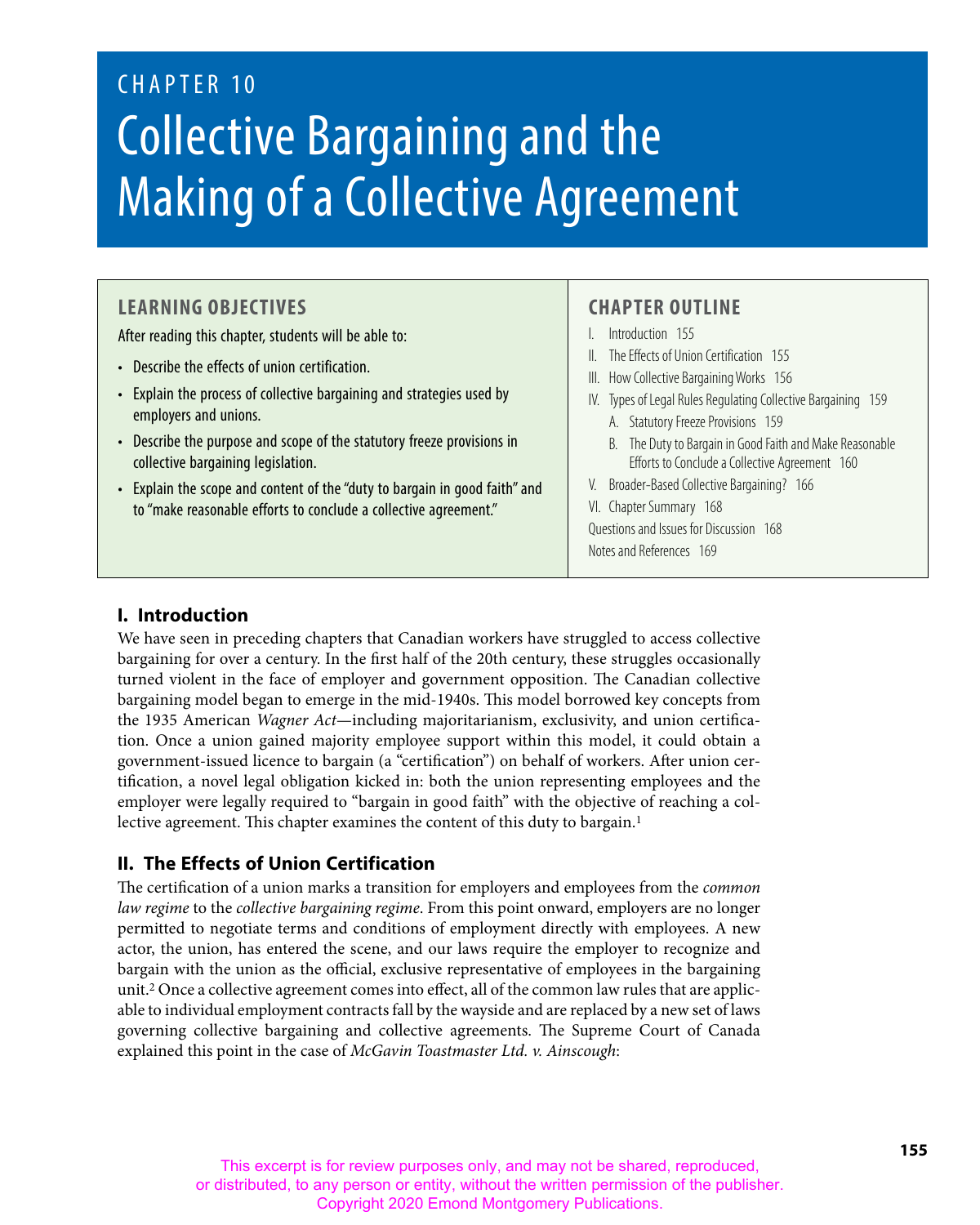# CHAPTER 10

# Collective Bargaining and the Making of a Collective Agreement

## LEARNING OBJECTIVES

After reading this chapter, students will be able to:

- Describe the effects of union certification.
- Explain the process of collective bargaining and strategies used by employers and unions.
- Describe the purpose and scope of the statutory freeze provisions in collective bargaining legislation.
- Explain the scope and content of the "duty to bargain in good faith" and to "make reasonable efforts to conclude a collective agreement."

## CHAPTER OUTLINE

I. Introduction 155
II. The Effects of Union Certification 155
III. How Collective Bargaining Works 156
IV. Types of Legal Rules Regulating Collective Bargaining 159
  A. Statutory Freeze Provisions 159
  B. The Duty to Bargain in Good Faith and Make Reasonable Efforts to Conclude a Collective Agreement 160
V. Broader-Based Collective Bargaining? 166
VI. Chapter Summary 168
Questions and Issues for Discussion 168
Notes and References 169

## I. Introduction

We have seen in preceding chapters that Canadian workers have struggled to access collective bargaining for over a century. In the first half of the 20th century, these struggles occasionally turned violent in the face of employer and government opposition. The Canadian collective bargaining model began to emerge in the mid-1940s. This model borrowed key concepts from the 1935 American *Wagner Act*—including majoritarianism, exclusivity, and union certification. Once a union gained majority employee support within this model, it could obtain a government-issued licence to bargain (a "certification") on behalf of workers. After union certification, a novel legal obligation kicked in: both the union representing employees and the employer were legally required to "bargain in good faith" with the objective of reaching a collective agreement. This chapter examines the content of this duty to bargain.[1]

## II. The Effects of Union Certification

The certification of a union marks a transition for employers and employees from the *common law regime* to the *collective bargaining regime*. From this point onward, employers are no longer permitted to negotiate terms and conditions of employment directly with employees. A new actor, the union, has entered the scene, and our laws require the employer to recognize and bargain with the union as the official, exclusive representative of employees in the bargaining unit.[2] Once a collective agreement comes into effect, all of the common law rules that are applicable to individual employment contracts fall by the wayside and are replaced by a new set of laws governing collective bargaining and collective agreements. The Supreme Court of Canada explained this point in the case of *McGavin Toastmaster Ltd. v. Ainscough*:

This excerpt is for review purposes only, and may not be shared, reproduced, or distributed, to any person or entity, without the written permission of the publisher. Copyright 2020 Emond Montgomery Publications.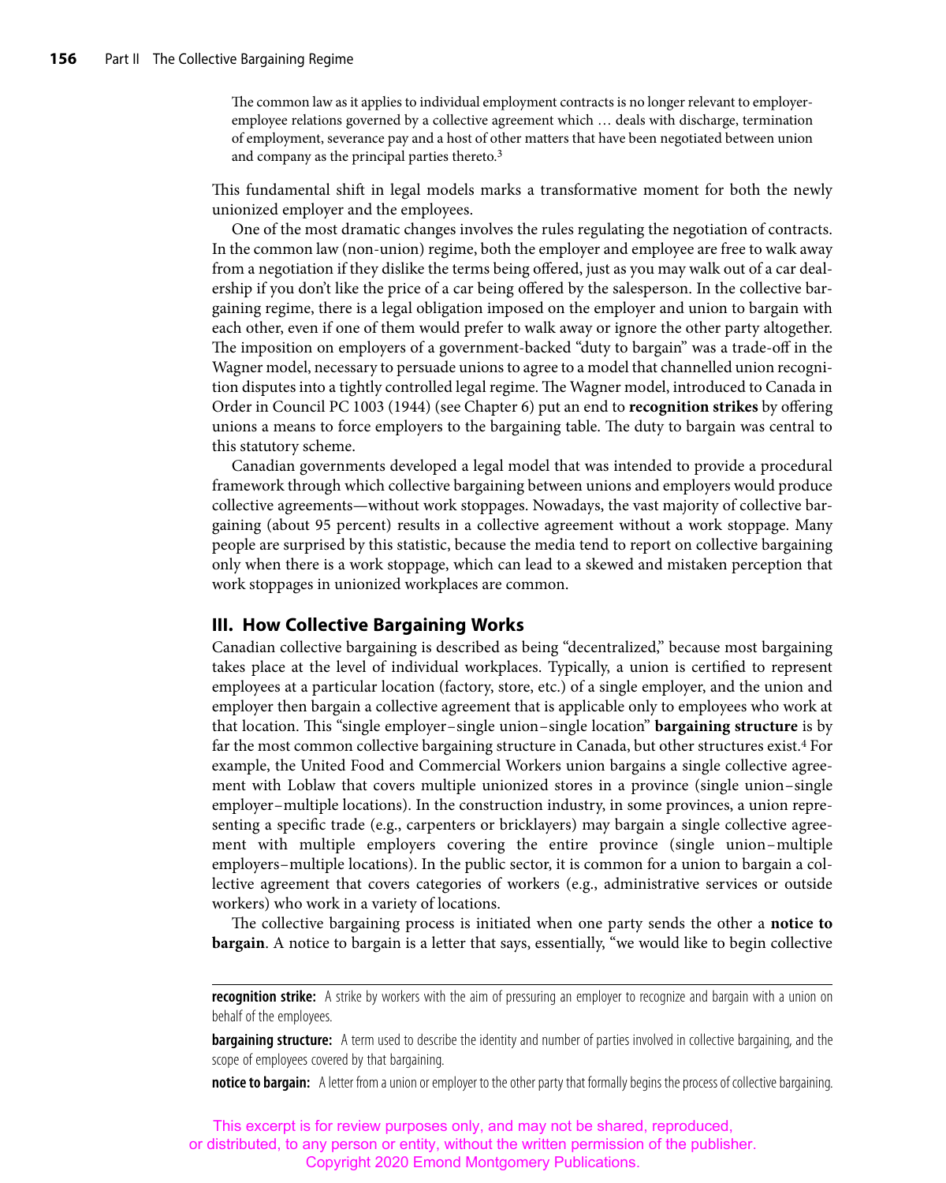> The common law as it applies to individual employment contracts is no longer relevant to employer-employee relations governed by a collective agreement which … deals with discharge, termination of employment, severance pay and a host of other matters that have been negotiated between union and company as the principal parties thereto.[3]

This fundamental shift in legal models marks a transformative moment for both the newly unionized employer and the employees.

One of the most dramatic changes involves the rules regulating the negotiation of contracts. In the common law (non-union) regime, both the employer and employee are free to walk away from a negotiation if they dislike the terms being offered, just as you may walk out of a car dealership if you don't like the price of a car being offered by the salesperson. In the collective bargaining regime, there is a legal obligation imposed on the employer and union to bargain with each other, even if one of them would prefer to walk away or ignore the other party altogether. The imposition on employers of a government-backed "duty to bargain" was a trade-off in the Wagner model, necessary to persuade unions to agree to a model that channelled union recognition disputes into a tightly controlled legal regime. The Wagner model, introduced to Canada in Order in Council PC 1003 (1944) (see Chapter 6) put an end to **recognition strikes** by offering unions a means to force employers to the bargaining table. The duty to bargain was central to this statutory scheme.

Canadian governments developed a legal model that was intended to provide a procedural framework through which collective bargaining between unions and employers would produce collective agreements—without work stoppages. Nowadays, the vast majority of collective bargaining (about 95 percent) results in a collective agreement without a work stoppage. Many people are surprised by this statistic, because the media tend to report on collective bargaining only when there is a work stoppage, which can lead to a skewed and mistaken perception that work stoppages in unionized workplaces are common.

## III. How Collective Bargaining Works

Canadian collective bargaining is described as being "decentralized," because most bargaining takes place at the level of individual workplaces. Typically, a union is certified to represent employees at a particular location (factory, store, etc.) of a single employer, and the union and employer then bargain a collective agreement that is applicable only to employees who work at that location. This "single employer–single union–single location" **bargaining structure** is by far the most common collective bargaining structure in Canada, but other structures exist.[4] For example, the United Food and Commercial Workers union bargains a single collective agreement with Loblaw that covers multiple unionized stores in a province (single union–single employer–multiple locations). In the construction industry, in some provinces, a union representing a specific trade (e.g., carpenters or bricklayers) may bargain a single collective agreement with multiple employers covering the entire province (single union–multiple employers–multiple locations). In the public sector, it is common for a union to bargain a collective agreement that covers categories of workers (e.g., administrative services or outside workers) who work in a variety of locations.

The collective bargaining process is initiated when one party sends the other a **notice to bargain**. A notice to bargain is a letter that says, essentially, "we would like to begin collective

---

**recognition strike:** A strike by workers with the aim of pressuring an employer to recognize and bargain with a union on behalf of the employees.

**bargaining structure:** A term used to describe the identity and number of parties involved in collective bargaining, and the scope of employees covered by that bargaining.

**notice to bargain:** A letter from a union or employer to the other party that formally begins the process of collective bargaining.

This excerpt is for review purposes only, and may not be shared, reproduced, or distributed, to any person or entity, without the written permission of the publisher. Copyright 2020 Emond Montgomery Publications.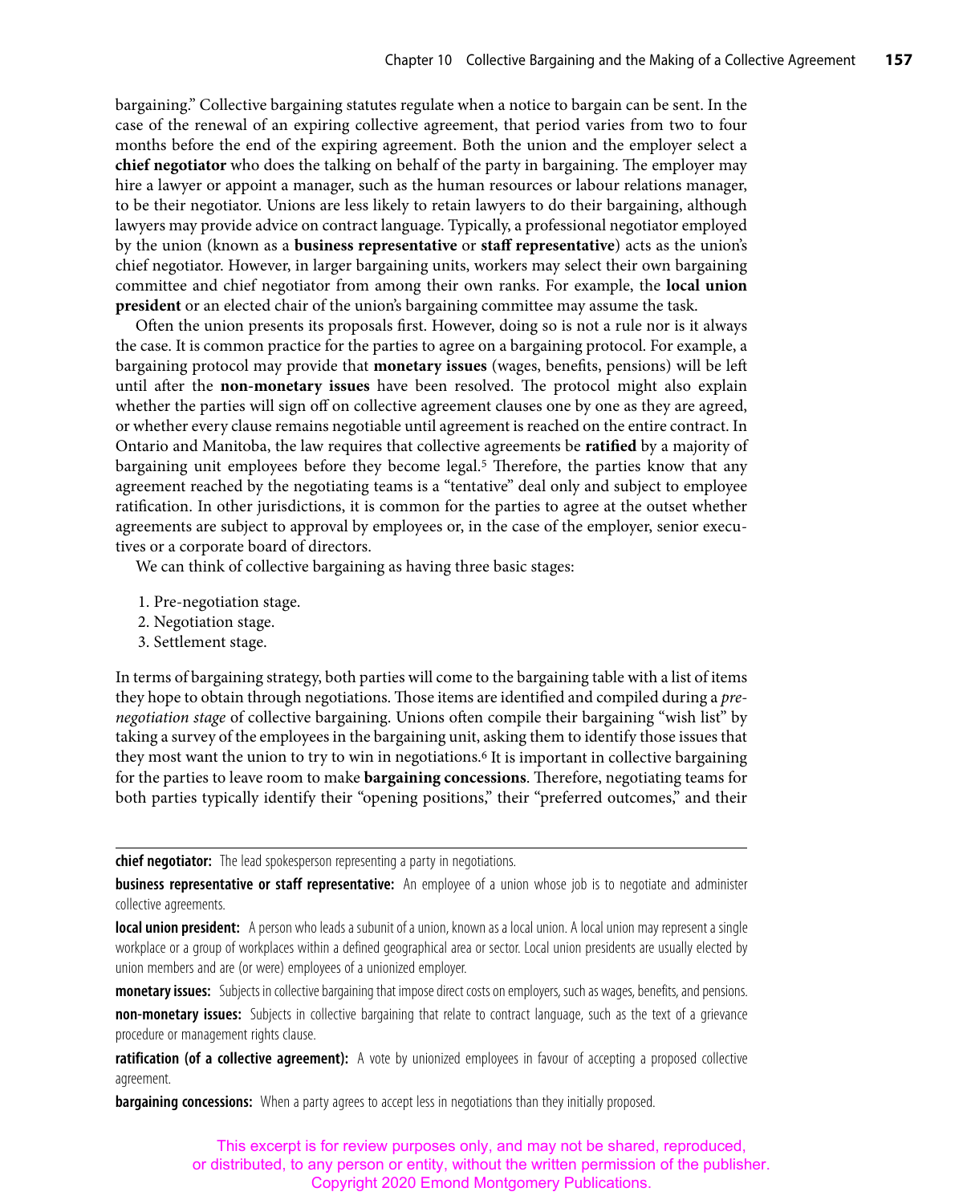bargaining." Collective bargaining statutes regulate when a notice to bargain can be sent. In the case of the renewal of an expiring collective agreement, that period varies from two to four months before the end of the expiring agreement. Both the union and the employer select a **chief negotiator** who does the talking on behalf of the party in bargaining. The employer may hire a lawyer or appoint a manager, such as the human resources or labour relations manager, to be their negotiator. Unions are less likely to retain lawyers to do their bargaining, although lawyers may provide advice on contract language. Typically, a professional negotiator employed by the union (known as a **business representative** or **staff representative**) acts as the union's chief negotiator. However, in larger bargaining units, workers may select their own bargaining committee and chief negotiator from among their own ranks. For example, the **local union president** or an elected chair of the union's bargaining committee may assume the task.

Often the union presents its proposals first. However, doing so is not a rule nor is it always the case. It is common practice for the parties to agree on a bargaining protocol. For example, a bargaining protocol may provide that **monetary issues** (wages, benefits, pensions) will be left until after the **non-monetary issues** have been resolved. The protocol might also explain whether the parties will sign off on collective agreement clauses one by one as they are agreed, or whether every clause remains negotiable until agreement is reached on the entire contract. In Ontario and Manitoba, the law requires that collective agreements be **ratified** by a majority of bargaining unit employees before they become legal.[5] Therefore, the parties know that any agreement reached by the negotiating teams is a "tentative" deal only and subject to employee ratification. In other jurisdictions, it is common for the parties to agree at the outset whether agreements are subject to approval by employees or, in the case of the employer, senior executives or a corporate board of directors.

We can think of collective bargaining as having three basic stages:

1. Pre-negotiation stage.
2. Negotiation stage.
3. Settlement stage.

In terms of bargaining strategy, both parties will come to the bargaining table with a list of items they hope to obtain through negotiations. Those items are identified and compiled during a *pre-negotiation stage* of collective bargaining. Unions often compile their bargaining "wish list" by taking a survey of the employees in the bargaining unit, asking them to identify those issues that they most want the union to try to win in negotiations.[6] It is important in collective bargaining for the parties to leave room to make **bargaining concessions**. Therefore, negotiating teams for both parties typically identify their "opening positions," their "preferred outcomes," and their

---

**chief negotiator:** The lead spokesperson representing a party in negotiations.

**business representative or staff representative:** An employee of a union whose job is to negotiate and administer collective agreements.

**local union president:** A person who leads a subunit of a union, known as a local union. A local union may represent a single workplace or a group of workplaces within a defined geographical area or sector. Local union presidents are usually elected by union members and are (or were) employees of a unionized employer.

**monetary issues:** Subjects in collective bargaining that impose direct costs on employers, such as wages, benefits, and pensions.

**non-monetary issues:** Subjects in collective bargaining that relate to contract language, such as the text of a grievance procedure or management rights clause.

**ratification (of a collective agreement):** A vote by unionized employees in favour of accepting a proposed collective agreement.

**bargaining concessions:** When a party agrees to accept less in negotiations than they initially proposed.

This excerpt is for review purposes only, and may not be shared, reproduced, or distributed, to any person or entity, without the written permission of the publisher. Copyright 2020 Emond Montgomery Publications.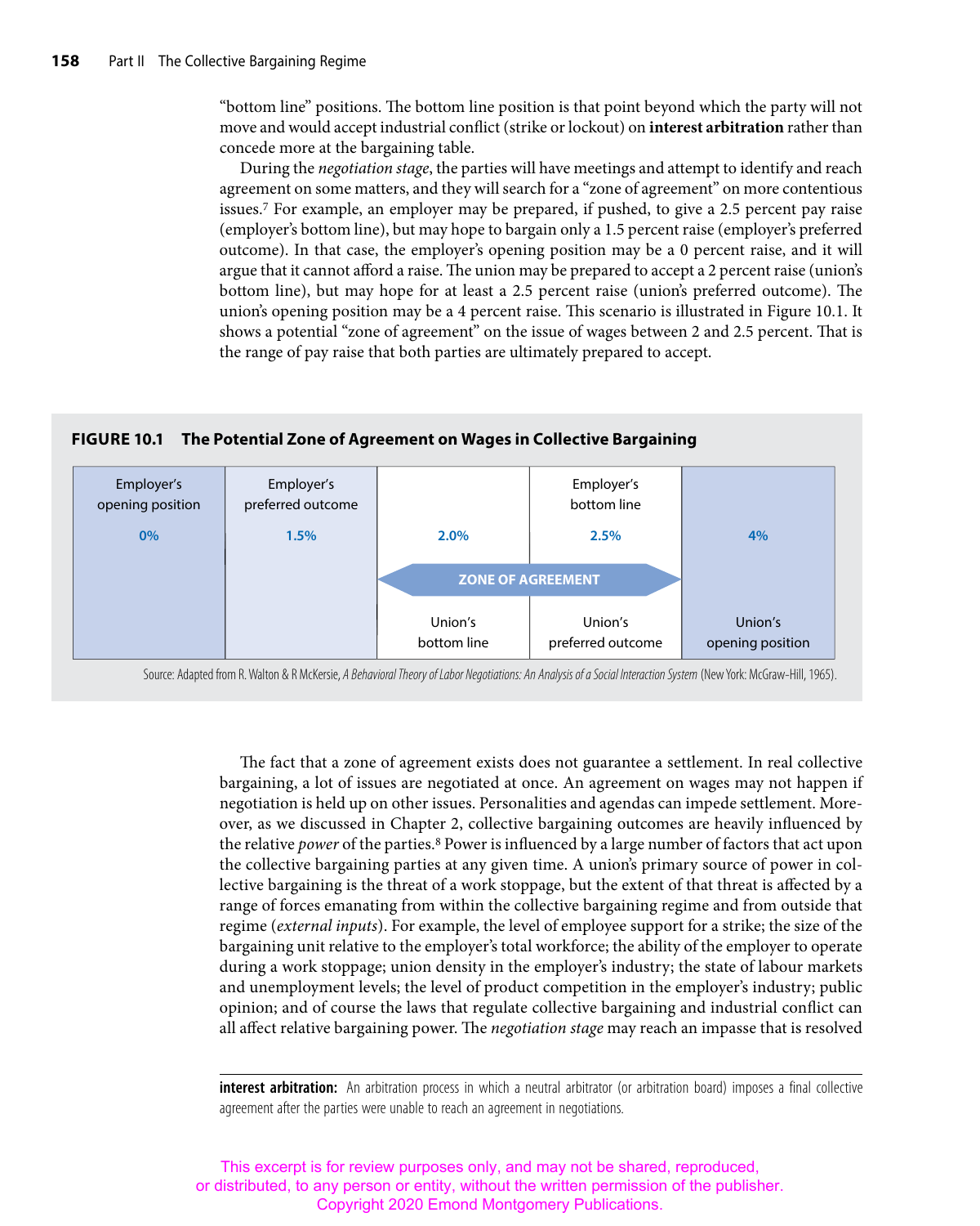"bottom line" positions. The bottom line position is that point beyond which the party will not move and would accept industrial conflict (strike or lockout) on **interest arbitration** rather than concede more at the bargaining table.

During the *negotiation stage*, the parties will have meetings and attempt to identify and reach agreement on some matters, and they will search for a "zone of agreement" on more contentious issues.[7] For example, an employer may be prepared, if pushed, to give a 2.5 percent pay raise (employer's bottom line), but may hope to bargain only a 1.5 percent raise (employer's preferred outcome). In that case, the employer's opening position may be a 0 percent raise, and it will argue that it cannot afford a raise. The union may be prepared to accept a 2 percent raise (union's bottom line), but may hope for at least a 2.5 percent raise (union's preferred outcome). The union's opening position may be a 4 percent raise. This scenario is illustrated in Figure 10.1. It shows a potential "zone of agreement" on the issue of wages between 2 and 2.5 percent. That is the range of pay raise that both parties are ultimately prepared to accept.

**FIGURE 10.1 The Potential Zone of Agreement on Wages in Collective Bargaining**

| Employer's opening position | Employer's preferred outcome | | Employer's bottom line | |
|---|---|---|---|---|
| 0% | 1.5% | 2.0% | 2.5% | 4% |
| | | ZONE OF AGREEMENT | ZONE OF AGREEMENT | |
| | | Union's bottom line | Union's preferred outcome | Union's opening position |

Source: Adapted from R. Walton & R McKersie, *A Behavioral Theory of Labor Negotiations: An Analysis of a Social Interaction System* (New York: McGraw-Hill, 1965).

The fact that a zone of agreement exists does not guarantee a settlement. In real collective bargaining, a lot of issues are negotiated at once. An agreement on wages may not happen if negotiation is held up on other issues. Personalities and agendas can impede settlement. Moreover, as we discussed in Chapter 2, collective bargaining outcomes are heavily influenced by the relative *power* of the parties.[8] Power is influenced by a large number of factors that act upon the collective bargaining parties at any given time. A union's primary source of power in collective bargaining is the threat of a work stoppage, but the extent of that threat is affected by a range of forces emanating from within the collective bargaining regime and from outside that regime (*external inputs*). For example, the level of employee support for a strike; the size of the bargaining unit relative to the employer's total workforce; the ability of the employer to operate during a work stoppage; union density in the employer's industry; the state of labour markets and unemployment levels; the level of product competition in the employer's industry; public opinion; and of course the laws that regulate collective bargaining and industrial conflict can all affect relative bargaining power. The *negotiation stage* may reach an impasse that is resolved

**interest arbitration:** An arbitration process in which a neutral arbitrator (or arbitration board) imposes a final collective agreement after the parties were unable to reach an agreement in negotiations.

This excerpt is for review purposes only, and may not be shared, reproduced, or distributed, to any person or entity, without the written permission of the publisher. Copyright 2020 Emond Montgomery Publications.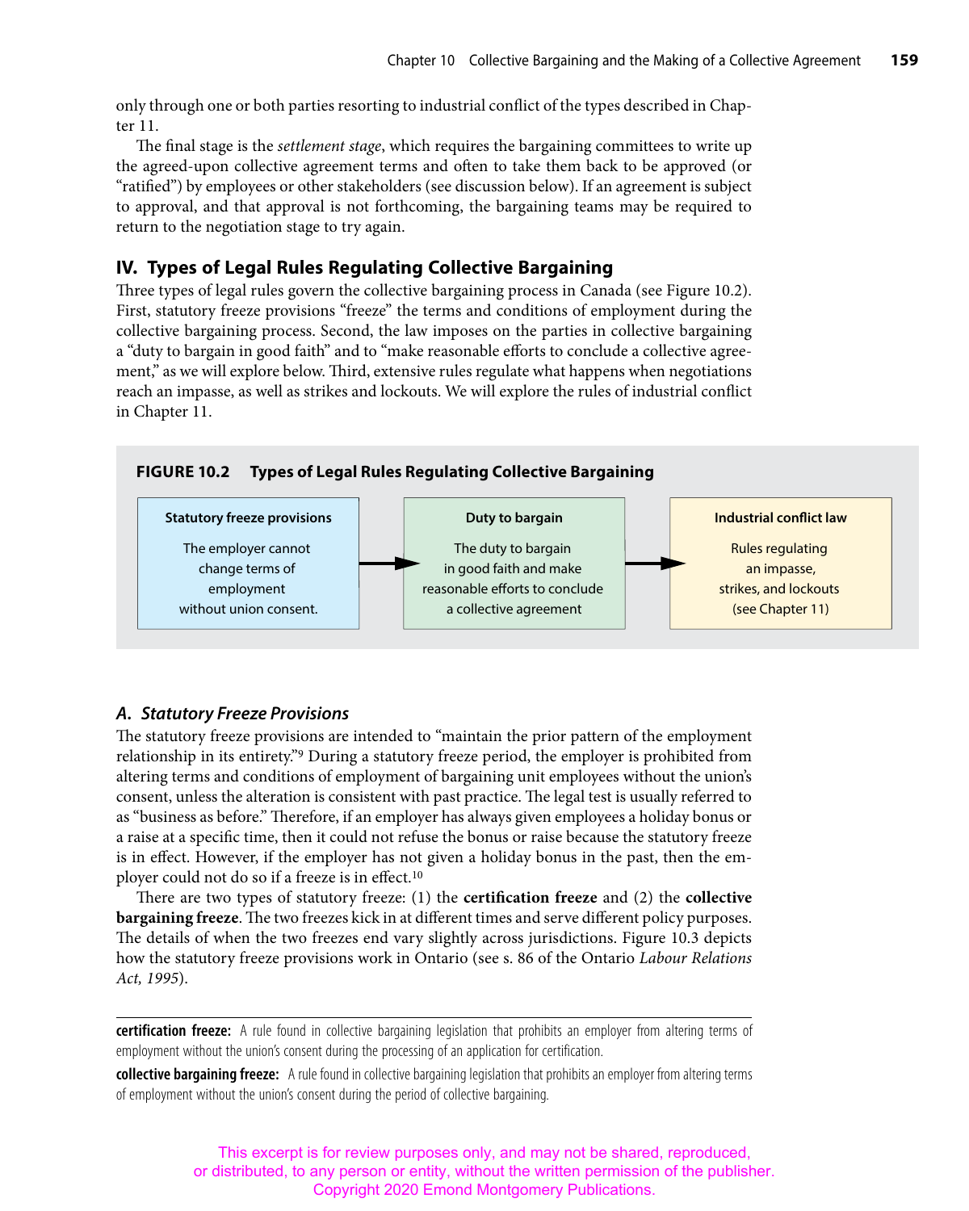only through one or both parties resorting to industrial conflict of the types described in Chapter 11.

The final stage is the *settlement stage*, which requires the bargaining committees to write up the agreed-upon collective agreement terms and often to take them back to be approved (or "ratified") by employees or other stakeholders (see discussion below). If an agreement is subject to approval, and that approval is not forthcoming, the bargaining teams may be required to return to the negotiation stage to try again.

## IV. Types of Legal Rules Regulating Collective Bargaining

Three types of legal rules govern the collective bargaining process in Canada (see Figure 10.2). First, statutory freeze provisions "freeze" the terms and conditions of employment during the collective bargaining process. Second, the law imposes on the parties in collective bargaining a "duty to bargain in good faith" and to "make reasonable efforts to conclude a collective agreement," as we will explore below. Third, extensive rules regulate what happens when negotiations reach an impasse, as well as strikes and lockouts. We will explore the rules of industrial conflict in Chapter 11.

**FIGURE 10.2 Types of Legal Rules Regulating Collective Bargaining**

| Statutory freeze provisions | → | Duty to bargain | → | Industrial conflict law |
|---|---|---|---|---|
| The employer cannot change terms of employment without union consent. | | The duty to bargain in good faith and make reasonable efforts to conclude a collective agreement | | Rules regulating an impasse, strikes, and lockouts (see Chapter 11) |

### A. Statutory Freeze Provisions

The statutory freeze provisions are intended to "maintain the prior pattern of the employment relationship in its entirety."[9] During a statutory freeze period, the employer is prohibited from altering terms and conditions of employment of bargaining unit employees without the union's consent, unless the alteration is consistent with past practice. The legal test is usually referred to as "business as before." Therefore, if an employer has always given employees a holiday bonus or a raise at a specific time, then it could not refuse the bonus or raise because the statutory freeze is in effect. However, if the employer has not given a holiday bonus in the past, then the employer could not do so if a freeze is in effect.[10]

There are two types of statutory freeze: (1) the **certification freeze** and (2) the **collective bargaining freeze**. The two freezes kick in at different times and serve different policy purposes. The details of when the two freezes end vary slightly across jurisdictions. Figure 10.3 depicts how the statutory freeze provisions work in Ontario (see s. 86 of the Ontario *Labour Relations Act, 1995*).

---

**certification freeze:** A rule found in collective bargaining legislation that prohibits an employer from altering terms of employment without the union's consent during the processing of an application for certification.

**collective bargaining freeze:** A rule found in collective bargaining legislation that prohibits an employer from altering terms of employment without the union's consent during the period of collective bargaining.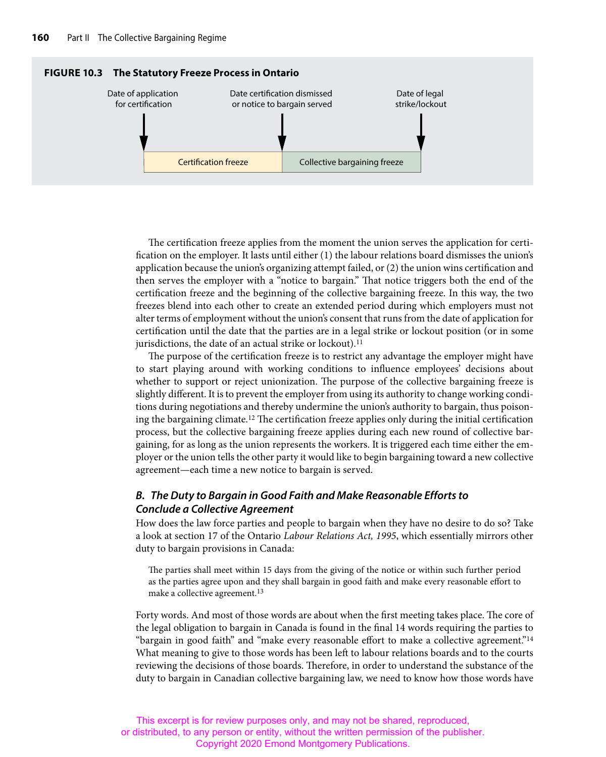**FIGURE 10.3 The Statutory Freeze Process in Ontario**

| Date of application for certification | Date certification dismissed or notice to bargain served | Date of legal strike/lockout |
| --- | --- | --- |
| Certification freeze | Collective bargaining freeze | |

The certification freeze applies from the moment the union serves the application for certification on the employer. It lasts until either (1) the labour relations board dismisses the union's application because the union's organizing attempt failed, or (2) the union wins certification and then serves the employer with a "notice to bargain." That notice triggers both the end of the certification freeze and the beginning of the collective bargaining freeze. In this way, the two freezes blend into each other to create an extended period during which employers must not alter terms of employment without the union's consent that runs from the date of application for certification until the date that the parties are in a legal strike or lockout position (or in some jurisdictions, the date of an actual strike or lockout).[11]

The purpose of the certification freeze is to restrict any advantage the employer might have to start playing around with working conditions to influence employees' decisions about whether to support or reject unionization. The purpose of the collective bargaining freeze is slightly different. It is to prevent the employer from using its authority to change working conditions during negotiations and thereby undermine the union's authority to bargain, thus poisoning the bargaining climate.[12] The certification freeze applies only during the initial certification process, but the collective bargaining freeze applies during each new round of collective bargaining, for as long as the union represents the workers. It is triggered each time either the employer or the union tells the other party it would like to begin bargaining toward a new collective agreement—each time a new notice to bargain is served.

### *B. The Duty to Bargain in Good Faith and Make Reasonable Efforts to Conclude a Collective Agreement*

How does the law force parties and people to bargain when they have no desire to do so? Take a look at section 17 of the Ontario *Labour Relations Act, 1995*, which essentially mirrors other duty to bargain provisions in Canada:

> The parties shall meet within 15 days from the giving of the notice or within such further period as the parties agree upon and they shall bargain in good faith and make every reasonable effort to make a collective agreement.[13]

Forty words. And most of those words are about when the first meeting takes place. The core of the legal obligation to bargain in Canada is found in the final 14 words requiring the parties to "bargain in good faith" and "make every reasonable effort to make a collective agreement."[14] What meaning to give to those words has been left to labour relations boards and to the courts reviewing the decisions of those boards. Therefore, in order to understand the substance of the duty to bargain in Canadian collective bargaining law, we need to know how those words have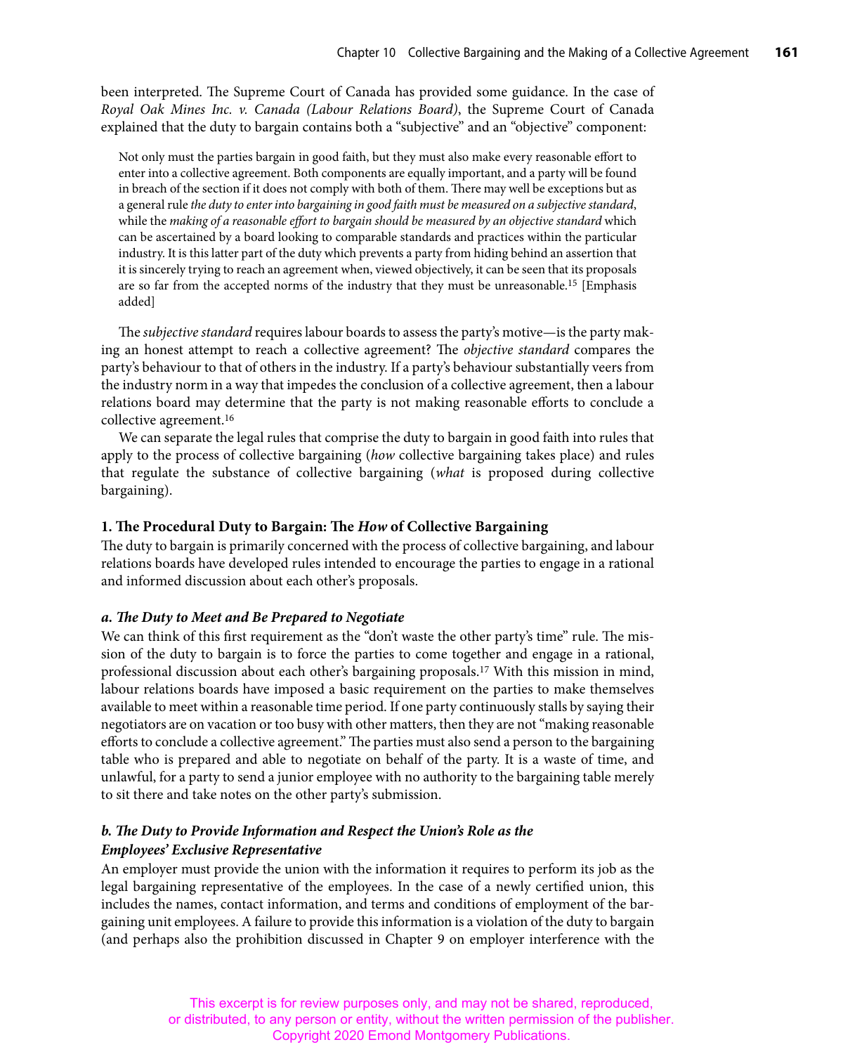been interpreted. The Supreme Court of Canada has provided some guidance. In the case of *Royal Oak Mines Inc. v. Canada (Labour Relations Board)*, the Supreme Court of Canada explained that the duty to bargain contains both a "subjective" and an "objective" component:

> Not only must the parties bargain in good faith, but they must also make every reasonable effort to enter into a collective agreement. Both components are equally important, and a party will be found in breach of the section if it does not comply with both of them. There may well be exceptions but as a general rule *the duty to enter into bargaining in good faith must be measured on a subjective standard*, while the *making of a reasonable effort to bargain should be measured by an objective standard* which can be ascertained by a board looking to comparable standards and practices within the particular industry. It is this latter part of the duty which prevents a party from hiding behind an assertion that it is sincerely trying to reach an agreement when, viewed objectively, it can be seen that its proposals are so far from the accepted norms of the industry that they must be unreasonable.[15] [Emphasis added]

The *subjective standard* requires labour boards to assess the party's motive—is the party making an honest attempt to reach a collective agreement? The *objective standard* compares the party's behaviour to that of others in the industry. If a party's behaviour substantially veers from the industry norm in a way that impedes the conclusion of a collective agreement, then a labour relations board may determine that the party is not making reasonable efforts to conclude a collective agreement.[16]

We can separate the legal rules that comprise the duty to bargain in good faith into rules that apply to the process of collective bargaining (*how* collective bargaining takes place) and rules that regulate the substance of collective bargaining (*what* is proposed during collective bargaining).

### 1. The Procedural Duty to Bargain: The *How* of Collective Bargaining

The duty to bargain is primarily concerned with the process of collective bargaining, and labour relations boards have developed rules intended to encourage the parties to engage in a rational and informed discussion about each other's proposals.

#### *a. The Duty to Meet and Be Prepared to Negotiate*

We can think of this first requirement as the "don't waste the other party's time" rule. The mission of the duty to bargain is to force the parties to come together and engage in a rational, professional discussion about each other's bargaining proposals.[17] With this mission in mind, labour relations boards have imposed a basic requirement on the parties to make themselves available to meet within a reasonable time period. If one party continuously stalls by saying their negotiators are on vacation or too busy with other matters, then they are not "making reasonable efforts to conclude a collective agreement." The parties must also send a person to the bargaining table who is prepared and able to negotiate on behalf of the party. It is a waste of time, and unlawful, for a party to send a junior employee with no authority to the bargaining table merely to sit there and take notes on the other party's submission.

#### *b. The Duty to Provide Information and Respect the Union's Role as the Employees' Exclusive Representative*

An employer must provide the union with the information it requires to perform its job as the legal bargaining representative of the employees. In the case of a newly certified union, this includes the names, contact information, and terms and conditions of employment of the bargaining unit employees. A failure to provide this information is a violation of the duty to bargain (and perhaps also the prohibition discussed in Chapter 9 on employer interference with the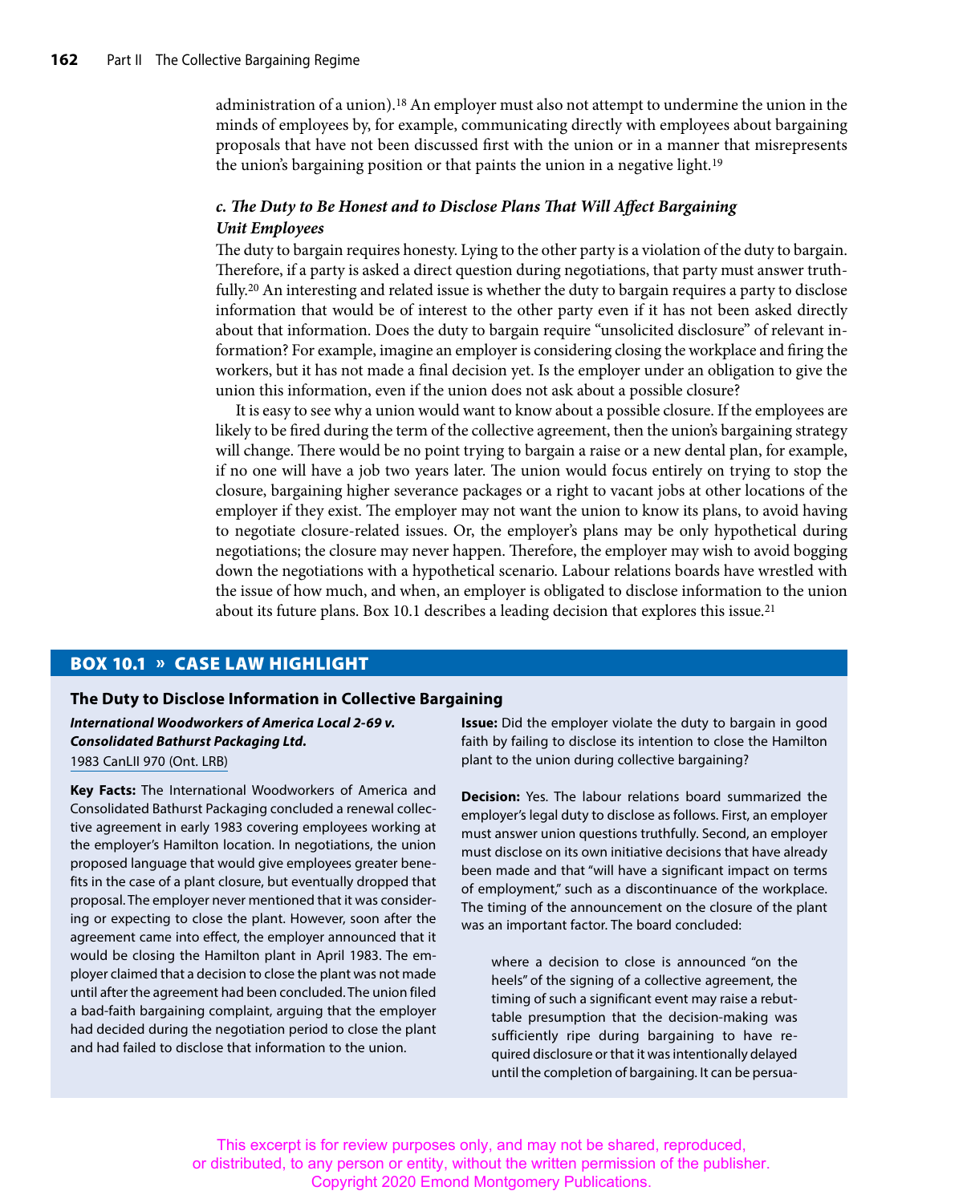administration of a union).[18] An employer must also not attempt to undermine the union in the minds of employees by, for example, communicating directly with employees about bargaining proposals that have not been discussed first with the union or in a manner that misrepresents the union's bargaining position or that paints the union in a negative light.[19]

#### *c. The Duty to Be Honest and to Disclose Plans That Will Affect Bargaining Unit Employees*

The duty to bargain requires honesty. Lying to the other party is a violation of the duty to bargain. Therefore, if a party is asked a direct question during negotiations, that party must answer truthfully.[20] An interesting and related issue is whether the duty to bargain requires a party to disclose information that would be of interest to the other party even if it has not been asked directly about that information. Does the duty to bargain require "unsolicited disclosure" of relevant information? For example, imagine an employer is considering closing the workplace and firing the workers, but it has not made a final decision yet. Is the employer under an obligation to give the union this information, even if the union does not ask about a possible closure?

It is easy to see why a union would want to know about a possible closure. If the employees are likely to be fired during the term of the collective agreement, then the union's bargaining strategy will change. There would be no point trying to bargain a raise or a new dental plan, for example, if no one will have a job two years later. The union would focus entirely on trying to stop the closure, bargaining higher severance packages or a right to vacant jobs at other locations of the employer if they exist. The employer may not want the union to know its plans, to avoid having to negotiate closure-related issues. Or, the employer's plans may be only hypothetical during negotiations; the closure may never happen. Therefore, the employer may wish to avoid bogging down the negotiations with a hypothetical scenario. Labour relations boards have wrestled with the issue of how much, and when, an employer is obligated to disclose information to the union about its future plans. Box 10.1 describes a leading decision that explores this issue.[21]

### BOX 10.1 » CASE LAW HIGHLIGHT

**The Duty to Disclose Information in Collective Bargaining**

***International Woodworkers of America Local 2-69 v. Consolidated Bathurst Packaging Ltd.***
1983 CanLII 970 (Ont. LRB)

**Key Facts:** The International Woodworkers of America and Consolidated Bathurst Packaging concluded a renewal collective agreement in early 1983 covering employees working at the employer's Hamilton location. In negotiations, the union proposed language that would give employees greater benefits in the case of a plant closure, but eventually dropped that proposal. The employer never mentioned that it was considering or expecting to close the plant. However, soon after the agreement came into effect, the employer announced that it would be closing the Hamilton plant in April 1983. The employer claimed that a decision to close the plant was not made until after the agreement had been concluded. The union filed a bad-faith bargaining complaint, arguing that the employer had decided during the negotiation period to close the plant and had failed to disclose that information to the union.

**Issue:** Did the employer violate the duty to bargain in good faith by failing to disclose its intention to close the Hamilton plant to the union during collective bargaining?

**Decision:** Yes. The labour relations board summarized the employer's legal duty to disclose as follows. First, an employer must answer union questions truthfully. Second, an employer must disclose on its own initiative decisions that have already been made and that "will have a significant impact on terms of employment," such as a discontinuance of the workplace. The timing of the announcement on the closure of the plant was an important factor. The board concluded:

> where a decision to close is announced "on the heels" of the signing of a collective agreement, the timing of such a significant event may raise a rebuttable presumption that the decision-making was sufficiently ripe during bargaining to have required disclosure or that it was intentionally delayed until the completion of bargaining. It can be persua-

This excerpt is for review purposes only, and may not be shared, reproduced, or distributed, to any person or entity, without the written permission of the publisher. Copyright 2020 Emond Montgomery Publications.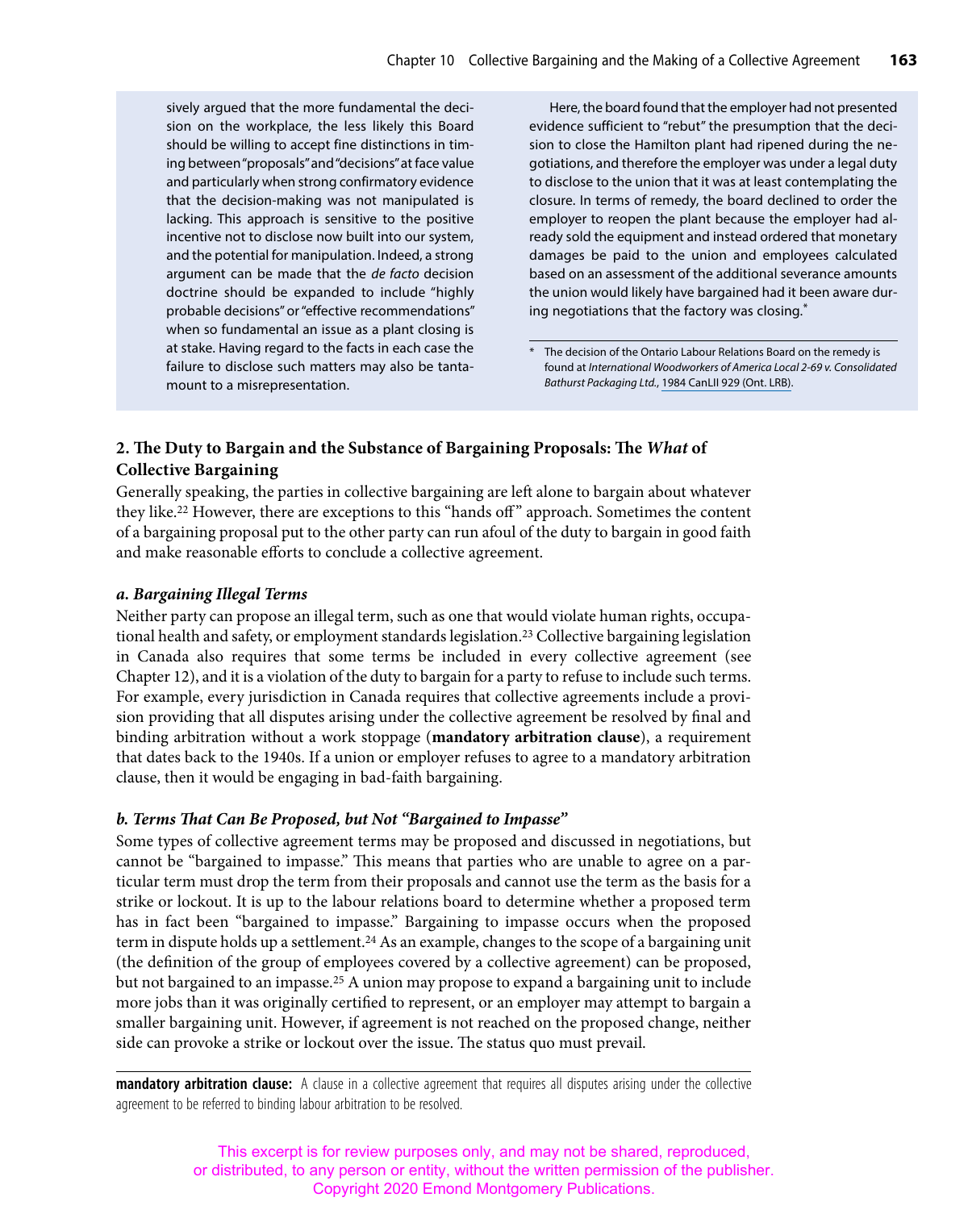sively argued that the more fundamental the decision on the workplace, the less likely this Board should be willing to accept fine distinctions in timing between "proposals" and "decisions" at face value and particularly when strong confirmatory evidence that the decision-making was not manipulated is lacking. This approach is sensitive to the positive incentive not to disclose now built into our system, and the potential for manipulation. Indeed, a strong argument can be made that the *de facto* decision doctrine should be expanded to include "highly probable decisions" or "effective recommendations" when so fundamental an issue as a plant closing is at stake. Having regard to the facts in each case the failure to disclose such matters may also be tantamount to a misrepresentation.

Here, the board found that the employer had not presented evidence sufficient to "rebut" the presumption that the decision to close the Hamilton plant had ripened during the negotiations, and therefore the employer was under a legal duty to disclose to the union that it was at least contemplating the closure. In terms of remedy, the board declined to order the employer to reopen the plant because the employer had already sold the equipment and instead ordered that monetary damages be paid to the union and employees calculated based on an assessment of the additional severance amounts the union would likely have bargained had it been aware during negotiations that the factory was closing.*

\* The decision of the Ontario Labour Relations Board on the remedy is found at *International Woodworkers of America Local 2-69 v. Consolidated Bathurst Packaging Ltd.*, 1984 CanLII 929 (Ont. LRB).

## 2. The Duty to Bargain and the Substance of Bargaining Proposals: The *What* of Collective Bargaining

Generally speaking, the parties in collective bargaining are left alone to bargain about whatever they like.[22] However, there are exceptions to this "hands off" approach. Sometimes the content of a bargaining proposal put to the other party can run afoul of the duty to bargain in good faith and make reasonable efforts to conclude a collective agreement.

### *a. Bargaining Illegal Terms*

Neither party can propose an illegal term, such as one that would violate human rights, occupational health and safety, or employment standards legislation.[23] Collective bargaining legislation in Canada also requires that some terms be included in every collective agreement (see Chapter 12), and it is a violation of the duty to bargain for a party to refuse to include such terms. For example, every jurisdiction in Canada requires that collective agreements include a provision providing that all disputes arising under the collective agreement be resolved by final and binding arbitration without a work stoppage (**mandatory arbitration clause**), a requirement that dates back to the 1940s. If a union or employer refuses to agree to a mandatory arbitration clause, then it would be engaging in bad-faith bargaining.

### *b. Terms That Can Be Proposed, but Not "Bargained to Impasse"*

Some types of collective agreement terms may be proposed and discussed in negotiations, but cannot be "bargained to impasse." This means that parties who are unable to agree on a particular term must drop the term from their proposals and cannot use the term as the basis for a strike or lockout. It is up to the labour relations board to determine whether a proposed term has in fact been "bargained to impasse." Bargaining to impasse occurs when the proposed term in dispute holds up a settlement.[24] As an example, changes to the scope of a bargaining unit (the definition of the group of employees covered by a collective agreement) can be proposed, but not bargained to an impasse.[25] A union may propose to expand a bargaining unit to include more jobs than it was originally certified to represent, or an employer may attempt to bargain a smaller bargaining unit. However, if agreement is not reached on the proposed change, neither side can provoke a strike or lockout over the issue. The status quo must prevail.

**mandatory arbitration clause:** A clause in a collective agreement that requires all disputes arising under the collective agreement to be referred to binding labour arbitration to be resolved.

This excerpt is for review purposes only, and may not be shared, reproduced, or distributed, to any person or entity, without the written permission of the publisher. Copyright 2020 Emond Montgomery Publications.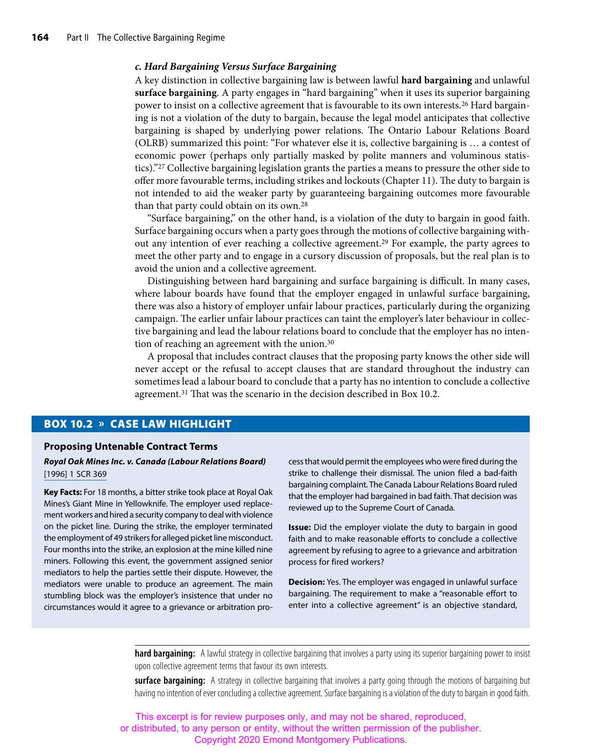### *c. Hard Bargaining Versus Surface Bargaining*

A key distinction in collective bargaining law is between lawful **hard bargaining** and unlawful **surface bargaining**. A party engages in "hard bargaining" when it uses its superior bargaining power to insist on a collective agreement that is favourable to its own interests.[26] Hard bargaining is not a violation of the duty to bargain, because the legal model anticipates that collective bargaining is shaped by underlying power relations. The Ontario Labour Relations Board (OLRB) summarized this point: "For whatever else it is, collective bargaining is … a contest of economic power (perhaps only partially masked by polite manners and voluminous statistics)."[27] Collective bargaining legislation grants the parties a means to pressure the other side to offer more favourable terms, including strikes and lockouts (Chapter 11). The duty to bargain is not intended to aid the weaker party by guaranteeing bargaining outcomes more favourable than that party could obtain on its own.[28]

"Surface bargaining," on the other hand, is a violation of the duty to bargain in good faith. Surface bargaining occurs when a party goes through the motions of collective bargaining without any intention of ever reaching a collective agreement.[29] For example, the party agrees to meet the other party and to engage in a cursory discussion of proposals, but the real plan is to avoid the union and a collective agreement.

Distinguishing between hard bargaining and surface bargaining is difficult. In many cases, where labour boards have found that the employer engaged in unlawful surface bargaining, there was also a history of employer unfair labour practices, particularly during the organizing campaign. The earlier unfair labour practices can taint the employer's later behaviour in collective bargaining and lead the labour relations board to conclude that the employer has no intention of reaching an agreement with the union.[30]

A proposal that includes contract clauses that the proposing party knows the other side will never accept or the refusal to accept clauses that are standard throughout the industry can sometimes lead a labour board to conclude that a party has no intention to conclude a collective agreement.[31] That was the scenario in the decision described in Box 10.2.

## BOX 10.2 » CASE LAW HIGHLIGHT

### Proposing Untenable Contract Terms

***Royal Oak Mines Inc. v. Canada (Labour Relations Board)***
[1996] 1 SCR 369

**Key Facts:** For 18 months, a bitter strike took place at Royal Oak Mines's Giant Mine in Yellowknife. The employer used replacement workers and hired a security company to deal with violence on the picket line. During the strike, the employer terminated the employment of 49 strikers for alleged picket line misconduct. Four months into the strike, an explosion at the mine killed nine miners. Following this event, the government assigned senior mediators to help the parties settle their dispute. However, the mediators were unable to produce an agreement. The main stumbling block was the employer's insistence that under no circumstances would it agree to a grievance or arbitration process that would permit the employees who were fired during the strike to challenge their dismissal. The union filed a bad-faith bargaining complaint. The Canada Labour Relations Board ruled that the employer had bargained in bad faith. That decision was reviewed up to the Supreme Court of Canada.

**Issue:** Did the employer violate the duty to bargain in good faith and to make reasonable efforts to conclude a collective agreement by refusing to agree to a grievance and arbitration process for fired workers?

**Decision:** Yes. The employer was engaged in unlawful surface bargaining. The requirement to make a "reasonable effort to enter into a collective agreement" is an objective standard,

---

**hard bargaining:** A lawful strategy in collective bargaining that involves a party using its superior bargaining power to insist upon collective agreement terms that favour its own interests.

**surface bargaining:** A strategy in collective bargaining that involves a party going through the motions of bargaining but having no intention of ever concluding a collective agreement. Surface bargaining is a violation of the duty to bargain in good faith.

This excerpt is for review purposes only, and may not be shared, reproduced, or distributed, to any person or entity, without the written permission of the publisher. Copyright 2020 Emond Montgomery Publications.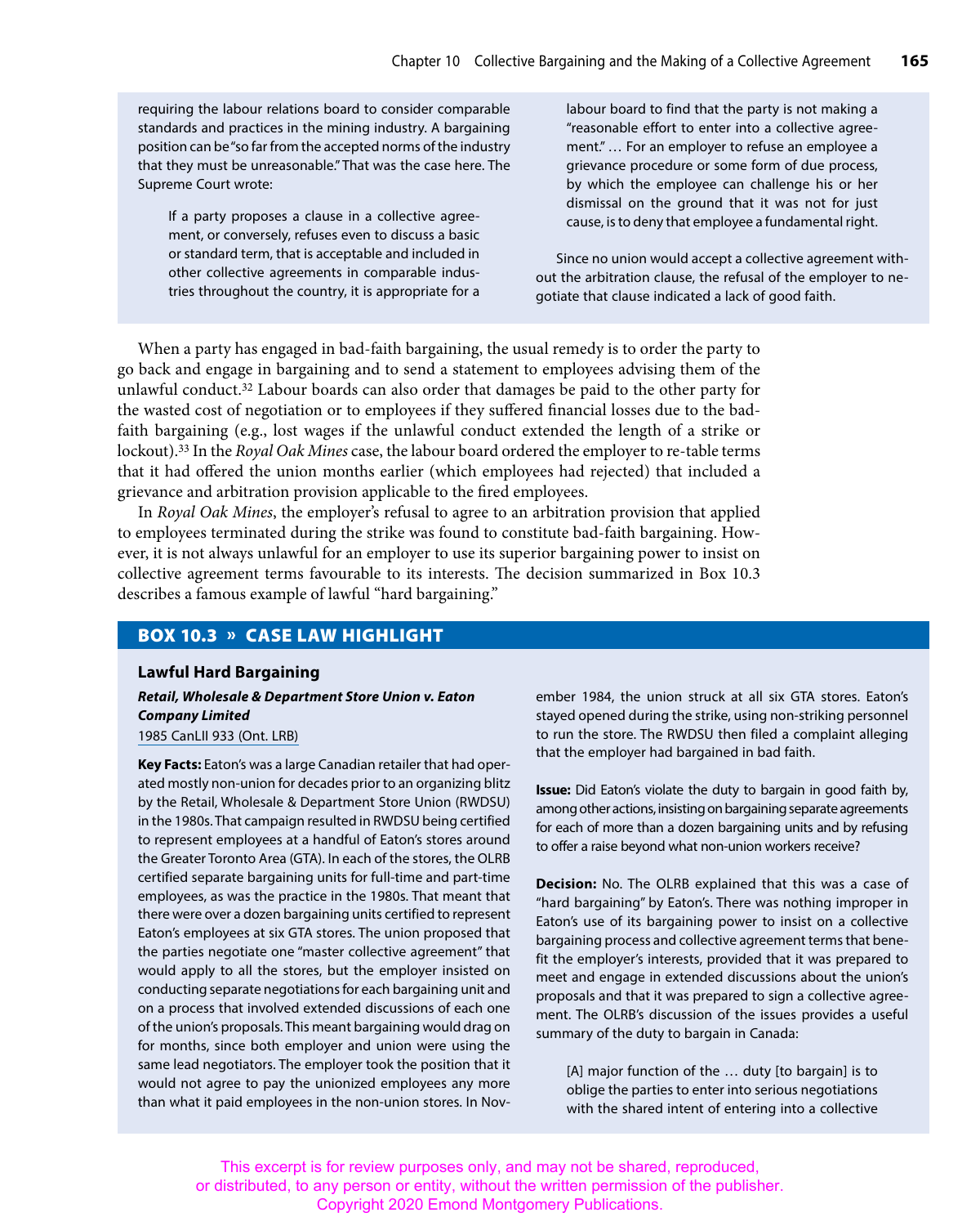requiring the labour relations board to consider comparable standards and practices in the mining industry. A bargaining position can be "so far from the accepted norms of the industry that they must be unreasonable." That was the case here. The Supreme Court wrote:

> If a party proposes a clause in a collective agreement, or conversely, refuses even to discuss a basic or standard term, that is acceptable and included in other collective agreements in comparable industries throughout the country, it is appropriate for a labour board to find that the party is not making a "reasonable effort to enter into a collective agreement." … For an employer to refuse an employee a grievance procedure or some form of due process, by which the employee can challenge his or her dismissal on the ground that it was not for just cause, is to deny that employee a fundamental right.

Since no union would accept a collective agreement without the arbitration clause, the refusal of the employer to negotiate that clause indicated a lack of good faith.

When a party has engaged in bad-faith bargaining, the usual remedy is to order the party to go back and engage in bargaining and to send a statement to employees advising them of the unlawful conduct.[32] Labour boards can also order that damages be paid to the other party for the wasted cost of negotiation or to employees if they suffered financial losses due to the bad-faith bargaining (e.g., lost wages if the unlawful conduct extended the length of a strike or lockout).[33] In the *Royal Oak Mines* case, the labour board ordered the employer to re-table terms that it had offered the union months earlier (which employees had rejected) that included a grievance and arbitration provision applicable to the fired employees.

In *Royal Oak Mines*, the employer's refusal to agree to an arbitration provision that applied to employees terminated during the strike was found to constitute bad-faith bargaining. However, it is not always unlawful for an employer to use its superior bargaining power to insist on collective agreement terms favourable to its interests. The decision summarized in Box 10.3 describes a famous example of lawful "hard bargaining."

## BOX 10.3 » CASE LAW HIGHLIGHT

### Lawful Hard Bargaining

***Retail, Wholesale & Department Store Union v. Eaton Company Limited***
1985 CanLII 933 (Ont. LRB)

**Key Facts:** Eaton's was a large Canadian retailer that had operated mostly non-union for decades prior to an organizing blitz by the Retail, Wholesale & Department Store Union (RWDSU) in the 1980s. That campaign resulted in RWDSU being certified to represent employees at a handful of Eaton's stores around the Greater Toronto Area (GTA). In each of the stores, the OLRB certified separate bargaining units for full-time and part-time employees, as was the practice in the 1980s. That meant that there were over a dozen bargaining units certified to represent Eaton's employees at six GTA stores. The union proposed that the parties negotiate one "master collective agreement" that would apply to all the stores, but the employer insisted on conducting separate negotiations for each bargaining unit and on a process that involved extended discussions of each one of the union's proposals. This meant bargaining would drag on for months, since both employer and union were using the same lead negotiators. The employer took the position that it would not agree to pay the unionized employees any more than what it paid employees in the non-union stores. In November 1984, the union struck at all six GTA stores. Eaton's stayed opened during the strike, using non-striking personnel to run the store. The RWDSU then filed a complaint alleging that the employer had bargained in bad faith.

**Issue:** Did Eaton's violate the duty to bargain in good faith by, among other actions, insisting on bargaining separate agreements for each of more than a dozen bargaining units and by refusing to offer a raise beyond what non-union workers receive?

**Decision:** No. The OLRB explained that this was a case of "hard bargaining" by Eaton's. There was nothing improper in Eaton's use of its bargaining power to insist on a collective bargaining process and collective agreement terms that benefit the employer's interests, provided that it was prepared to meet and engage in extended discussions about the union's proposals and that it was prepared to sign a collective agreement. The OLRB's discussion of the issues provides a useful summary of the duty to bargain in Canada:

> [A] major function of the … duty [to bargain] is to oblige the parties to enter into serious negotiations with the shared intent of entering into a collective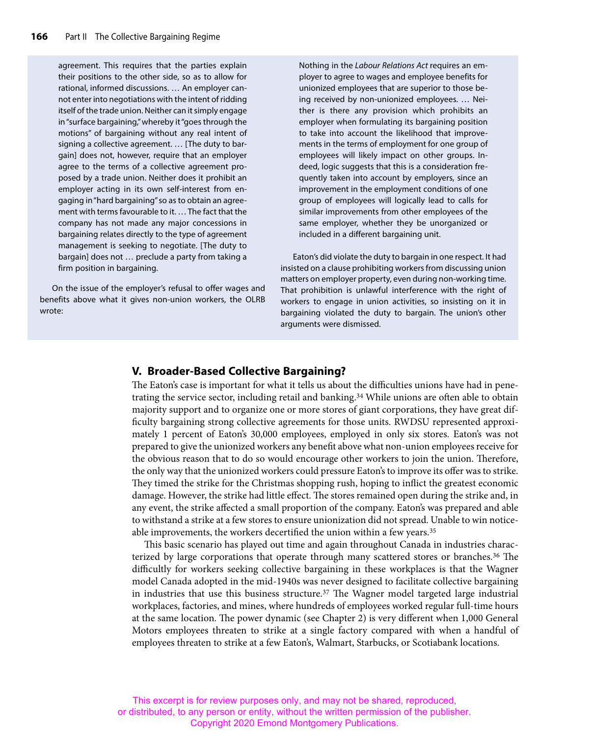agreement. This requires that the parties explain their positions to the other side, so as to allow for rational, informed discussions. … An employer cannot enter into negotiations with the intent of ridding itself of the trade union. Neither can it simply engage in "surface bargaining," whereby it "goes through the motions" of bargaining without any real intent of signing a collective agreement. … [The duty to bargain] does not, however, require that an employer agree to the terms of a collective agreement proposed by a trade union. Neither does it prohibit an employer acting in its own self-interest from engaging in "hard bargaining" so as to obtain an agreement with terms favourable to it. … The fact that the company has not made any major concessions in bargaining relates directly to the type of agreement management is seeking to negotiate. [The duty to bargain] does not … preclude a party from taking a firm position in bargaining.

On the issue of the employer's refusal to offer wages and benefits above what it gives non-union workers, the OLRB wrote:

Nothing in the *Labour Relations Act* requires an employer to agree to wages and employee benefits for unionized employees that are superior to those being received by non-unionized employees. … Neither is there any provision which prohibits an employer when formulating its bargaining position to take into account the likelihood that improvements in the terms of employment for one group of employees will likely impact on other groups. Indeed, logic suggests that this is a consideration frequently taken into account by employers, since an improvement in the employment conditions of one group of employees will logically lead to calls for similar improvements from other employees of the same employer, whether they be unorganized or included in a different bargaining unit.

Eaton's did violate the duty to bargain in one respect. It had insisted on a clause prohibiting workers from discussing union matters on employer property, even during non-working time. That prohibition is unlawful interference with the right of workers to engage in union activities, so insisting on it in bargaining violated the duty to bargain. The union's other arguments were dismissed.

## V. Broader-Based Collective Bargaining?

The Eaton's case is important for what it tells us about the difficulties unions have had in penetrating the service sector, including retail and banking.[34] While unions are often able to obtain majority support and to organize one or more stores of giant corporations, they have great difficulty bargaining strong collective agreements for those units. RWDSU represented approximately 1 percent of Eaton's 30,000 employees, employed in only six stores. Eaton's was not prepared to give the unionized workers any benefit above what non-union employees receive for the obvious reason that to do so would encourage other workers to join the union. Therefore, the only way that the unionized workers could pressure Eaton's to improve its offer was to strike. They timed the strike for the Christmas shopping rush, hoping to inflict the greatest economic damage. However, the strike had little effect. The stores remained open during the strike and, in any event, the strike affected a small proportion of the company. Eaton's was prepared and able to withstand a strike at a few stores to ensure unionization did not spread. Unable to win noticeable improvements, the workers decertified the union within a few years.[35]

This basic scenario has played out time and again throughout Canada in industries characterized by large corporations that operate through many scattered stores or branches.[36] The difficultly for workers seeking collective bargaining in these workplaces is that the Wagner model Canada adopted in the mid-1940s was never designed to facilitate collective bargaining in industries that use this business structure.[37] The Wagner model targeted large industrial workplaces, factories, and mines, where hundreds of employees worked regular full-time hours at the same location. The power dynamic (see Chapter 2) is very different when 1,000 General Motors employees threaten to strike at a single factory compared with when a handful of employees threaten to strike at a few Eaton's, Walmart, Starbucks, or Scotiabank locations.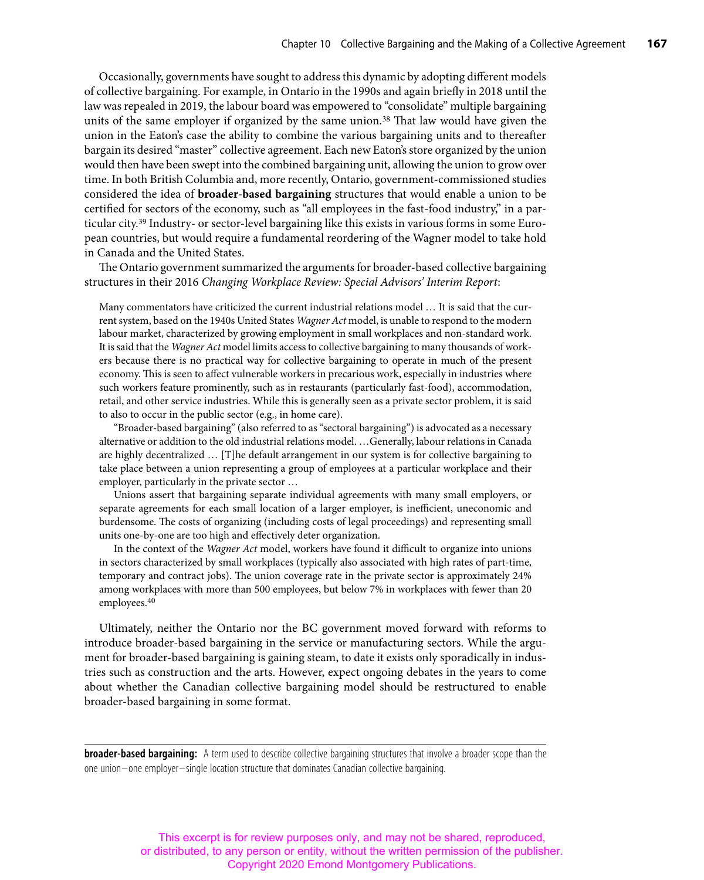Occasionally, governments have sought to address this dynamic by adopting different models of collective bargaining. For example, in Ontario in the 1990s and again briefly in 2018 until the law was repealed in 2019, the labour board was empowered to "consolidate" multiple bargaining units of the same employer if organized by the same union.[38] That law would have given the union in the Eaton's case the ability to combine the various bargaining units and to thereafter bargain its desired "master" collective agreement. Each new Eaton's store organized by the union would then have been swept into the combined bargaining unit, allowing the union to grow over time. In both British Columbia and, more recently, Ontario, government-commissioned studies considered the idea of **broader-based bargaining** structures that would enable a union to be certified for sectors of the economy, such as "all employees in the fast-food industry," in a particular city.[39] Industry- or sector-level bargaining like this exists in various forms in some European countries, but would require a fundamental reordering of the Wagner model to take hold in Canada and the United States.

The Ontario government summarized the arguments for broader-based collective bargaining structures in their 2016 *Changing Workplace Review: Special Advisors' Interim Report*:

> Many commentators have criticized the current industrial relations model … It is said that the current system, based on the 1940s United States *Wagner Act* model, is unable to respond to the modern labour market, characterized by growing employment in small workplaces and non-standard work. It is said that the *Wagner Act* model limits access to collective bargaining to many thousands of workers because there is no practical way for collective bargaining to operate in much of the present economy. This is seen to affect vulnerable workers in precarious work, especially in industries where such workers feature prominently, such as in restaurants (particularly fast-food), accommodation, retail, and other service industries. While this is generally seen as a private sector problem, it is said to also to occur in the public sector (e.g., in home care).
>
> "Broader-based bargaining" (also referred to as "sectoral bargaining") is advocated as a necessary alternative or addition to the old industrial relations model. …Generally, labour relations in Canada are highly decentralized … [T]he default arrangement in our system is for collective bargaining to take place between a union representing a group of employees at a particular workplace and their employer, particularly in the private sector …
>
> Unions assert that bargaining separate individual agreements with many small employers, or separate agreements for each small location of a larger employer, is inefficient, uneconomic and burdensome. The costs of organizing (including costs of legal proceedings) and representing small units one-by-one are too high and effectively deter organization.
>
> In the context of the *Wagner Act* model, workers have found it difficult to organize into unions in sectors characterized by small workplaces (typically also associated with high rates of part-time, temporary and contract jobs). The union coverage rate in the private sector is approximately 24% among workplaces with more than 500 employees, but below 7% in workplaces with fewer than 20 employees.[40]

Ultimately, neither the Ontario nor the BC government moved forward with reforms to introduce broader-based bargaining in the service or manufacturing sectors. While the argument for broader-based bargaining is gaining steam, to date it exists only sporadically in industries such as construction and the arts. However, expect ongoing debates in the years to come about whether the Canadian collective bargaining model should be restructured to enable broader-based bargaining in some format.

---

**broader-based bargaining:** A term used to describe collective bargaining structures that involve a broader scope than the one union–one employer–single location structure that dominates Canadian collective bargaining.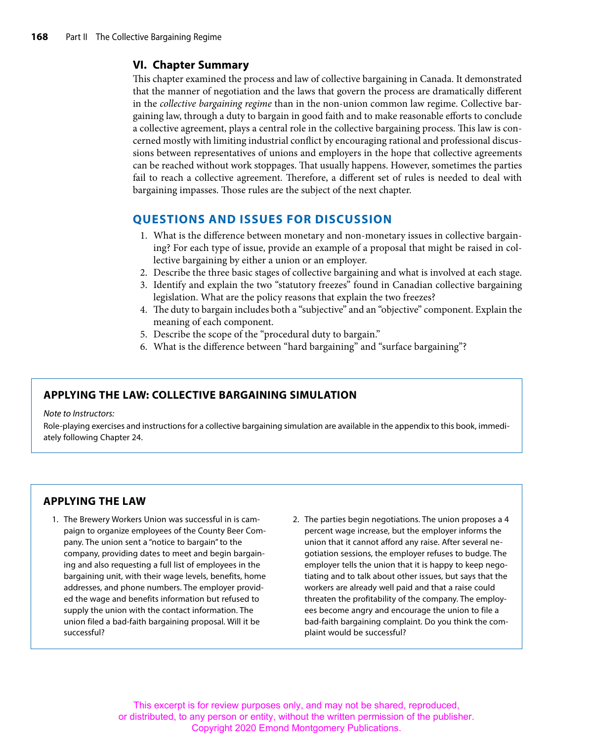## VI. Chapter Summary

This chapter examined the process and law of collective bargaining in Canada. It demonstrated that the manner of negotiation and the laws that govern the process are dramatically different in the *collective bargaining regime* than in the non-union common law regime. Collective bargaining law, through a duty to bargain in good faith and to make reasonable efforts to conclude a collective agreement, plays a central role in the collective bargaining process. This law is concerned mostly with limiting industrial conflict by encouraging rational and professional discussions between representatives of unions and employers in the hope that collective agreements can be reached without work stoppages. That usually happens. However, sometimes the parties fail to reach a collective agreement. Therefore, a different set of rules is needed to deal with bargaining impasses. Those rules are the subject of the next chapter.

## QUESTIONS AND ISSUES FOR DISCUSSION

1. What is the difference between monetary and non-monetary issues in collective bargaining? For each type of issue, provide an example of a proposal that might be raised in collective bargaining by either a union or an employer.
2. Describe the three basic stages of collective bargaining and what is involved at each stage.
3. Identify and explain the two "statutory freezes" found in Canadian collective bargaining legislation. What are the policy reasons that explain the two freezes?
4. The duty to bargain includes both a "subjective" and an "objective" component. Explain the meaning of each component.
5. Describe the scope of the "procedural duty to bargain."
6. What is the difference between "hard bargaining" and "surface bargaining"?

### APPLYING THE LAW: COLLECTIVE BARGAINING SIMULATION

*Note to Instructors:*

Role-playing exercises and instructions for a collective bargaining simulation are available in the appendix to this book, immediately following Chapter 24.

### APPLYING THE LAW

1. The Brewery Workers Union was successful in is campaign to organize employees of the County Beer Company. The union sent a "notice to bargain" to the company, providing dates to meet and begin bargaining and also requesting a full list of employees in the bargaining unit, with their wage levels, benefits, home addresses, and phone numbers. The employer provided the wage and benefits information but refused to supply the union with the contact information. The union filed a bad-faith bargaining proposal. Will it be successful?
2. The parties begin negotiations. The union proposes a 4 percent wage increase, but the employer informs the union that it cannot afford any raise. After several negotiation sessions, the employer refuses to budge. The employer tells the union that it is happy to keep negotiating and to talk about other issues, but says that the workers are already well paid and that a raise could threaten the profitability of the company. The employees become angry and encourage the union to file a bad-faith bargaining complaint. Do you think the complaint would be successful?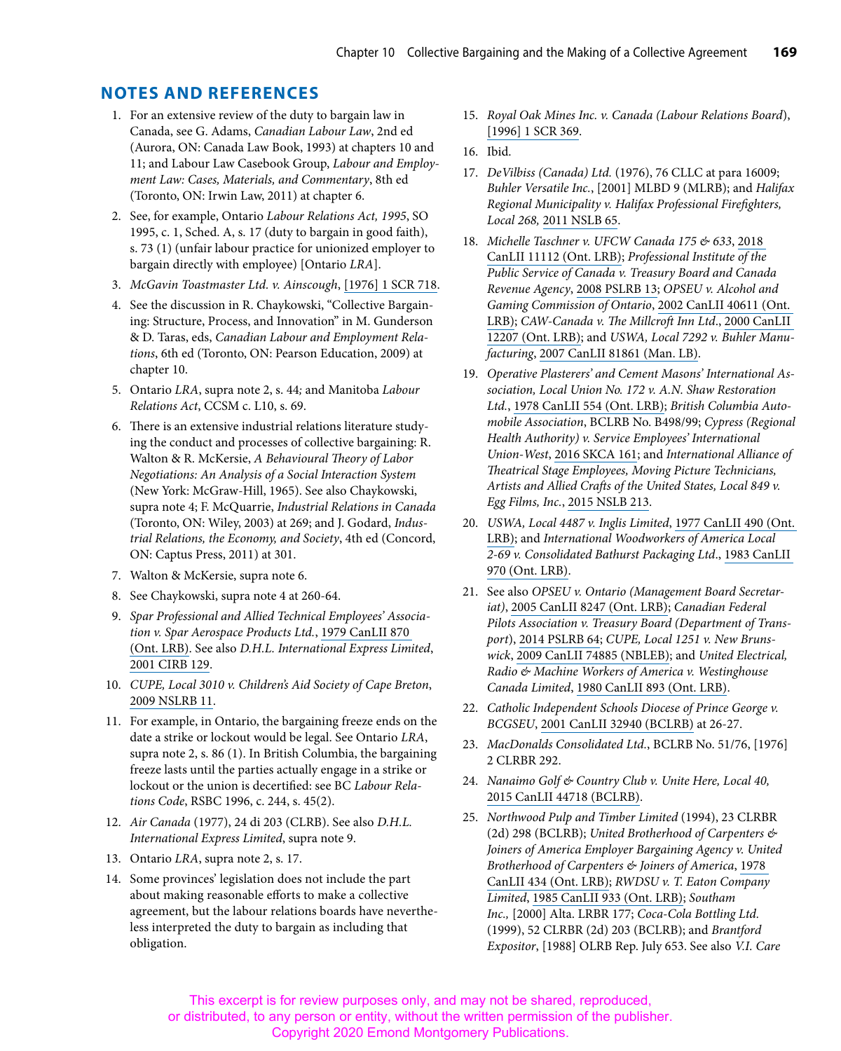## NOTES AND REFERENCES

1. For an extensive review of the duty to bargain law in Canada, see G. Adams, *Canadian Labour Law*, 2nd ed (Aurora, ON: Canada Law Book, 1993) at chapters 10 and 11; and Labour Law Casebook Group, *Labour and Employment Law: Cases, Materials, and Commentary*, 8th ed (Toronto, ON: Irwin Law, 2011) at chapter 6.
2. See, for example, Ontario *Labour Relations Act, 1995*, SO 1995, c. 1, Sched. A, s. 17 (duty to bargain in good faith), s. 73 (1) (unfair labour practice for unionized employer to bargain directly with employee) [Ontario *LRA*].
3. *McGavin Toastmaster Ltd. v. Ainscough*, [1976] 1 SCR 718.
4. See the discussion in R. Chaykowski, "Collective Bargaining: Structure, Process, and Innovation" in M. Gunderson & D. Taras, eds, *Canadian Labour and Employment Relations*, 6th ed (Toronto, ON: Pearson Education, 2009) at chapter 10.
5. Ontario *LRA*, supra note 2, s. 44; and Manitoba *Labour Relations Act*, CCSM c. L10, s. 69.
6. There is an extensive industrial relations literature studying the conduct and processes of collective bargaining: R. Walton & R. McKersie, *A Behavioural Theory of Labor Negotiations: An Analysis of a Social Interaction System* (New York: McGraw-Hill, 1965). See also Chaykowski, supra note 4; F. McQuarrie, *Industrial Relations in Canada* (Toronto, ON: Wiley, 2003) at 269; and J. Godard, *Industrial Relations, the Economy, and Society*, 4th ed (Concord, ON: Captus Press, 2011) at 301.
7. Walton & McKersie, supra note 6.
8. See Chaykowski, supra note 4 at 260-64.
9. *Spar Professional and Allied Technical Employees' Association v. Spar Aerospace Products Ltd.*, 1979 CanLII 870 (Ont. LRB). See also *D.H.L. International Express Limited*, 2001 CIRB 129.
10. *CUPE, Local 3010 v. Children's Aid Society of Cape Breton*, 2009 NSLRB 11.
11. For example, in Ontario, the bargaining freeze ends on the date a strike or lockout would be legal. See Ontario *LRA*, supra note 2, s. 86 (1). In British Columbia, the bargaining freeze lasts until the parties actually engage in a strike or lockout or the union is decertified: see BC *Labour Relations Code*, RSBC 1996, c. 244, s. 45(2).
12. *Air Canada* (1977), 24 di 203 (CLRB). See also *D.H.L. International Express Limited*, supra note 9.
13. Ontario *LRA*, supra note 2, s. 17.
14. Some provinces' legislation does not include the part about making reasonable efforts to make a collective agreement, but the labour relations boards have nevertheless interpreted the duty to bargain as including that obligation.
15. *Royal Oak Mines Inc. v. Canada (Labour Relations Board)*, [1996] 1 SCR 369.
16. Ibid.
17. *DeVilbiss (Canada) Ltd.* (1976), 76 CLLC at para 16009; *Buhler Versatile Inc.*, [2001] MLBD 9 (MLRB); and *Halifax Regional Municipality v. Halifax Professional Firefighters, Local 268,* 2011 NSLB 65.
18. *Michelle Taschner v. UFCW Canada 175 & 633*, 2018 CanLII 11112 (Ont. LRB); *Professional Institute of the Public Service of Canada v. Treasury Board and Canada Revenue Agency*, 2008 PSLRB 13; *OPSEU v. Alcohol and Gaming Commission of Ontario*, 2002 CanLII 40611 (Ont. LRB); *CAW-Canada v. The Millcroft Inn Ltd*., 2000 CanLII 12207 (Ont. LRB); and *USWA, Local 7292 v. Buhler Manufacturing*, 2007 CanLII 81861 (Man. LB).
19. *Operative Plasterers' and Cement Masons' International Association, Local Union No. 172 v. A.N. Shaw Restoration Ltd.*, 1978 CanLII 554 (Ont. LRB); *British Columbia Automobile Association*, BCLRB No. B498/99; *Cypress (Regional Health Authority) v. Service Employees' International Union-West*, 2016 SKCA 161; and *International Alliance of Theatrical Stage Employees, Moving Picture Technicians, Artists and Allied Crafts of the United States, Local 849 v. Egg Films, Inc.*, 2015 NSLB 213.
20. *USWA, Local 4487 v. Inglis Limited*, 1977 CanLII 490 (Ont. LRB); and *International Woodworkers of America Local 2-69 v. Consolidated Bathurst Packaging Ltd*., 1983 CanLII 970 (Ont. LRB).
21. See also *OPSEU v. Ontario (Management Board Secretariat)*, 2005 CanLII 8247 (Ont. LRB); *Canadian Federal Pilots Association v. Treasury Board (Department of Transport)*, 2014 PSLRB 64; *CUPE, Local 1251 v. New Brunswick*, 2009 CanLII 74885 (NBLEB); and *United Electrical, Radio & Machine Workers of America v. Westinghouse Canada Limited*, 1980 CanLII 893 (Ont. LRB).
22. *Catholic Independent Schools Diocese of Prince George v. BCGSEU*, 2001 CanLII 32940 (BCLRB) at 26-27.
23. *MacDonalds Consolidated Ltd.*, BCLRB No. 51/76, [1976] 2 CLRBR 292.
24. *Nanaimo Golf & Country Club v. Unite Here, Local 40,* 2015 CanLII 44718 (BCLRB).
25. *Northwood Pulp and Timber Limited* (1994), 23 CLRBR (2d) 298 (BCLRB); *United Brotherhood of Carpenters & Joiners of America Employer Bargaining Agency v. United Brotherhood of Carpenters & Joiners of America*, 1978 CanLII 434 (Ont. LRB); *RWDSU v. T. Eaton Company Limited*, 1985 CanLII 933 (Ont. LRB); *Southam Inc.,* [2000] Alta. LRBR 177; *Coca-Cola Bottling Ltd.* (1999), 52 CLRBR (2d) 203 (BCLRB); and *Brantford Expositor*, [1988] OLRB Rep. July 653. See also *V.I. Care*

This excerpt is for review purposes only, and may not be shared, reproduced, or distributed, to any person or entity, without the written permission of the publisher. Copyright 2020 Emond Montgomery Publications.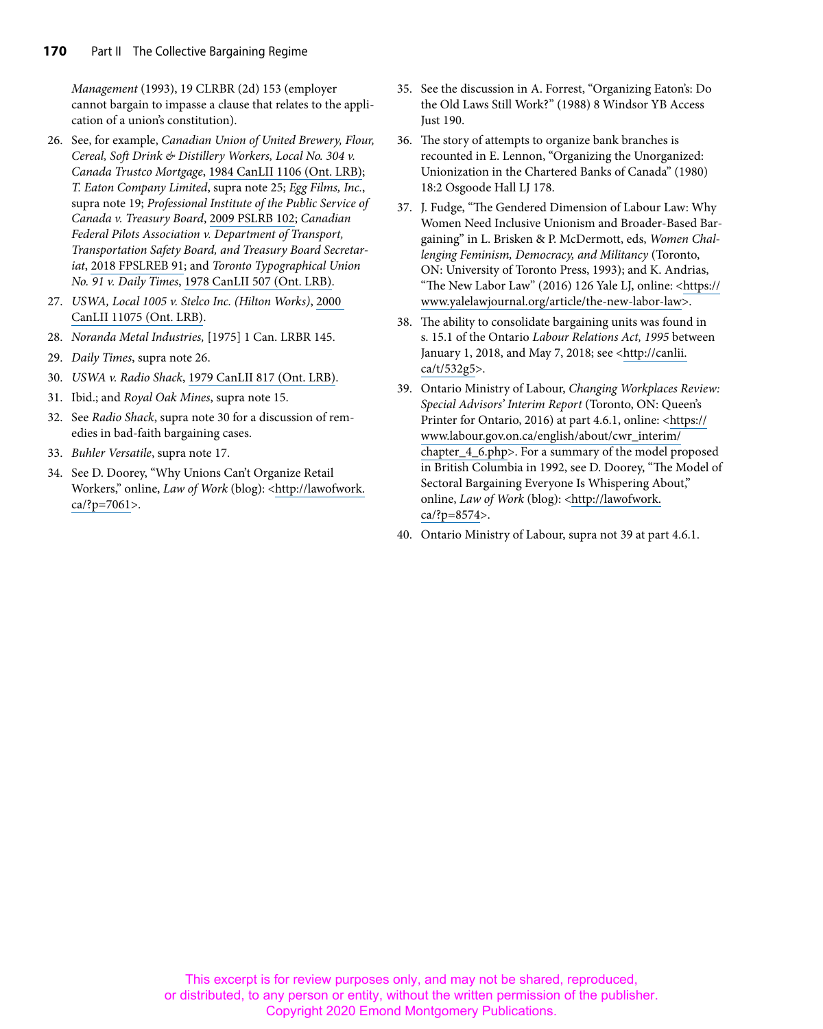*Management* (1993), 19 CLRBR (2d) 153 (employer cannot bargain to impasse a clause that relates to the application of a union's constitution).

26. See, for example, *Canadian Union of United Brewery, Flour, Cereal, Soft Drink & Distillery Workers, Local No. 304 v. Canada Trustco Mortgage*, 1984 CanLII 1106 (Ont. LRB); *T. Eaton Company Limited*, supra note 25; *Egg Films, Inc.*, supra note 19; *Professional Institute of the Public Service of Canada v. Treasury Board*, 2009 PSLRB 102; *Canadian Federal Pilots Association v. Department of Transport, Transportation Safety Board, and Treasury Board Secretariat*, 2018 FPSLREB 91; and *Toronto Typographical Union No. 91 v. Daily Times*, 1978 CanLII 507 (Ont. LRB).
27. *USWA, Local 1005 v. Stelco Inc. (Hilton Works)*, 2000 CanLII 11075 (Ont. LRB).
28. *Noranda Metal Industries,* [1975] 1 Can. LRBR 145.
29. *Daily Times*, supra note 26.
30. *USWA v. Radio Shack*, 1979 CanLII 817 (Ont. LRB).
31. Ibid.; and *Royal Oak Mines*, supra note 15.
32. See *Radio Shack*, supra note 30 for a discussion of remedies in bad-faith bargaining cases.
33. *Buhler Versatile*, supra note 17.
34. See D. Doorey, "Why Unions Can't Organize Retail Workers," online, *Law of Work* (blog): <http://lawofwork.ca/?p=7061>.
35. See the discussion in A. Forrest, "Organizing Eaton's: Do the Old Laws Still Work?" (1988) 8 Windsor YB Access Just 190.
36. The story of attempts to organize bank branches is recounted in E. Lennon, "Organizing the Unorganized: Unionization in the Chartered Banks of Canada" (1980) 18:2 Osgoode Hall LJ 178.
37. J. Fudge, "The Gendered Dimension of Labour Law: Why Women Need Inclusive Unionism and Broader-Based Bargaining" in L. Brisken & P. McDermott, eds, *Women Challenging Feminism, Democracy, and Militancy* (Toronto, ON: University of Toronto Press, 1993); and K. Andrias, "The New Labor Law" (2016) 126 Yale LJ, online: <https://www.yalelawjournal.org/article/the-new-labor-law>.
38. The ability to consolidate bargaining units was found in s. 15.1 of the Ontario *Labour Relations Act, 1995* between January 1, 2018, and May 7, 2018; see <http://canlii.ca/t/532g5>.
39. Ontario Ministry of Labour, *Changing Workplaces Review: Special Advisors' Interim Report* (Toronto, ON: Queen's Printer for Ontario, 2016) at part 4.6.1, online: <https://www.labour.gov.on.ca/english/about/cwr_interim/chapter_4_6.php>. For a summary of the model proposed in British Columbia in 1992, see D. Doorey, "The Model of Sectoral Bargaining Everyone Is Whispering About," online, *Law of Work* (blog): <http://lawofwork.ca/?p=8574>.
40. Ontario Ministry of Labour, supra not 39 at part 4.6.1.

This excerpt is for review purposes only, and may not be shared, reproduced, or distributed, to any person or entity, without the written permission of the publisher. Copyright 2020 Emond Montgomery Publications.